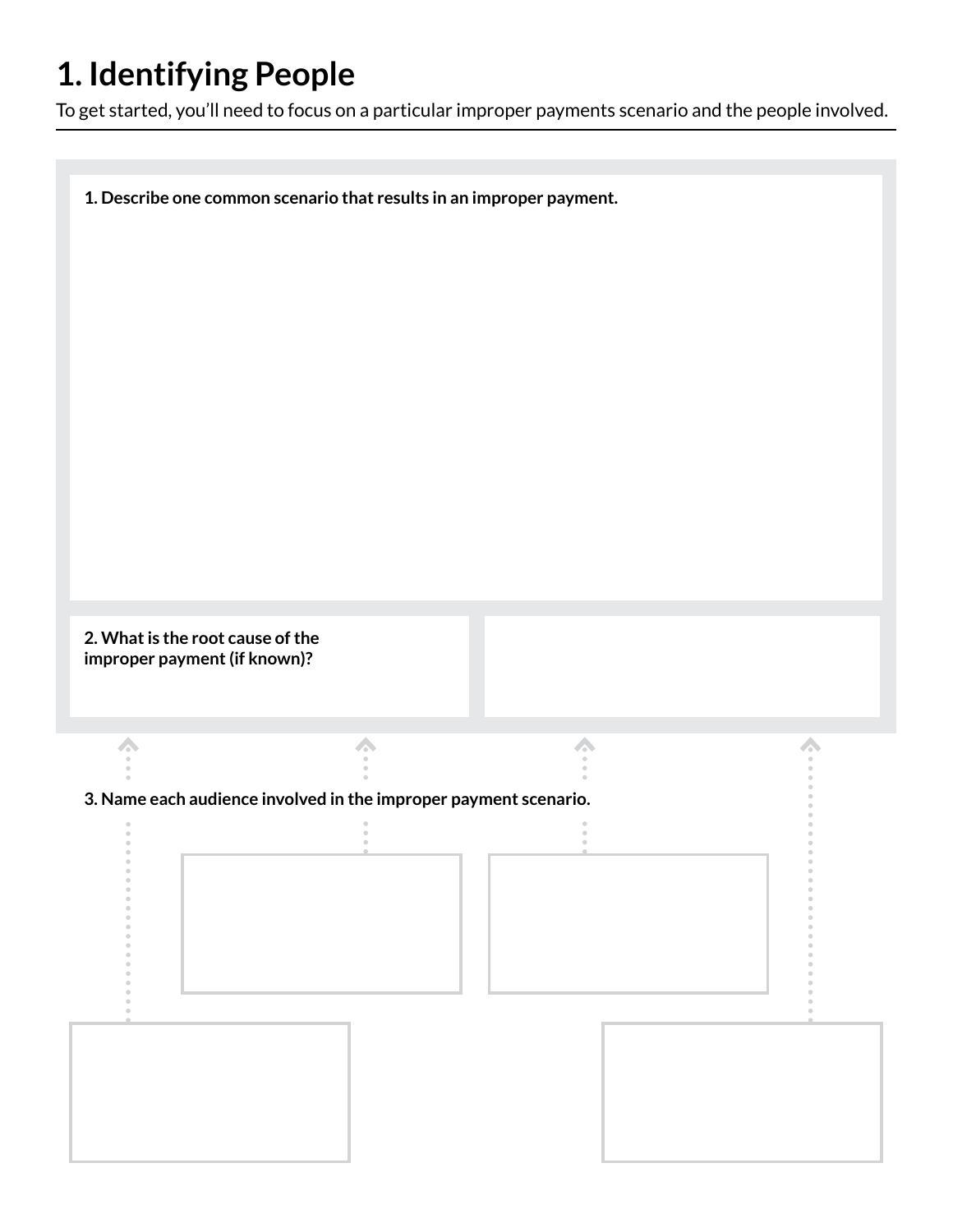# 1. Identifying People

To get started, you'll need to focus on a particular improper payments scenario and the people involved.

**1. Describe one common scenario that results in an improper payment.**

**2. What is the root cause of the improper payment (if known)?**

**3. Name each audience involved in the improper payment scenario.**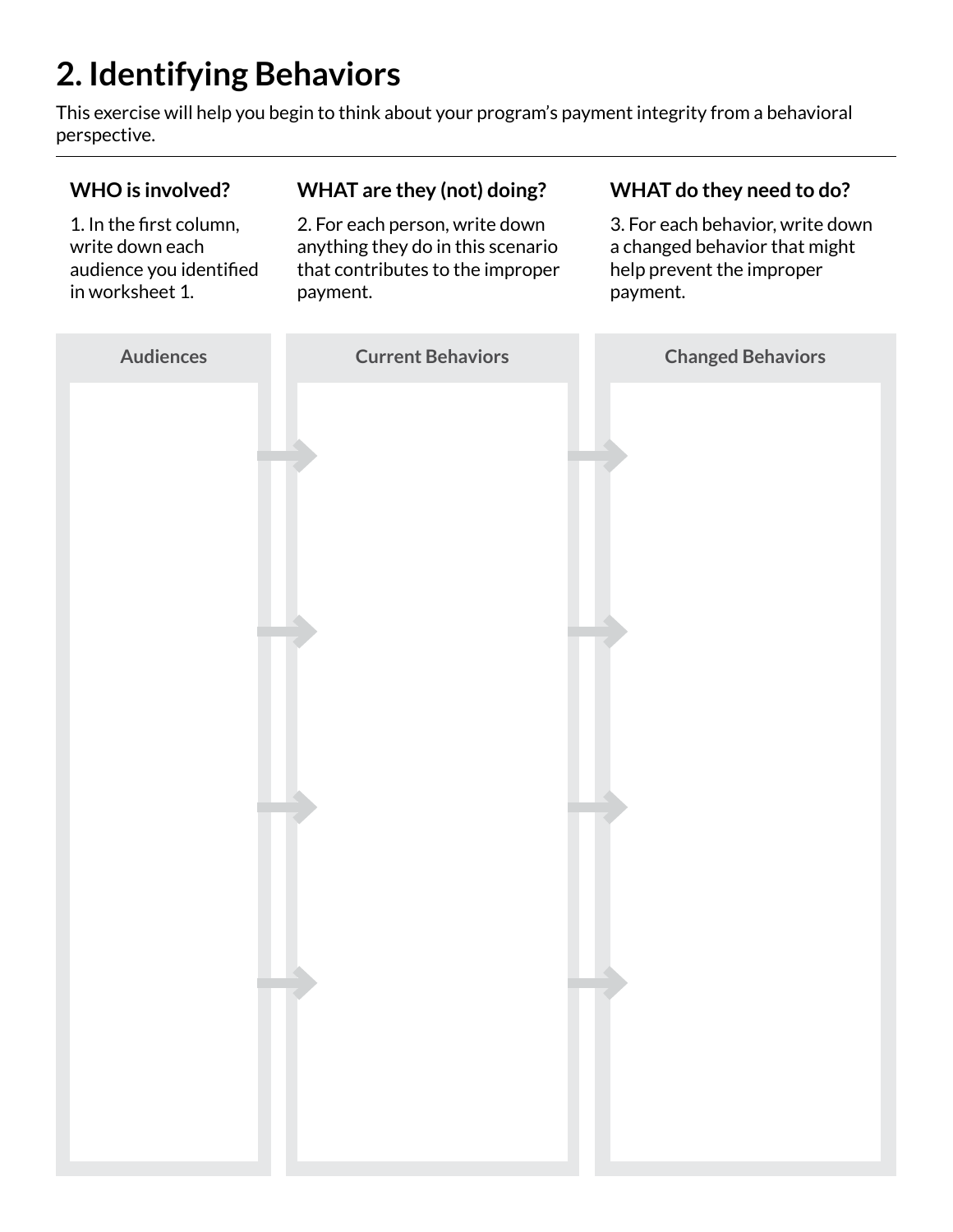## 2. Identifying Behaviors

This exercise will help you begin to think about your program's payment integrity from a behavioral perspective.

**WHO is involved?**

1. In the first column, write down each audience you identified in worksheet 1.

**WHAT are they (not) doing?**

2. For each person, write down anything they do in this scenario that contributes to the improper payment.

**WHAT do they need to do?**

3. For each behavior, write down a changed behavior that might help prevent the improper payment.

| Audiences | Current Behaviors | Changed Behaviors |
| --- | --- | --- |
| | | |
| | | |
| | | |
| | | |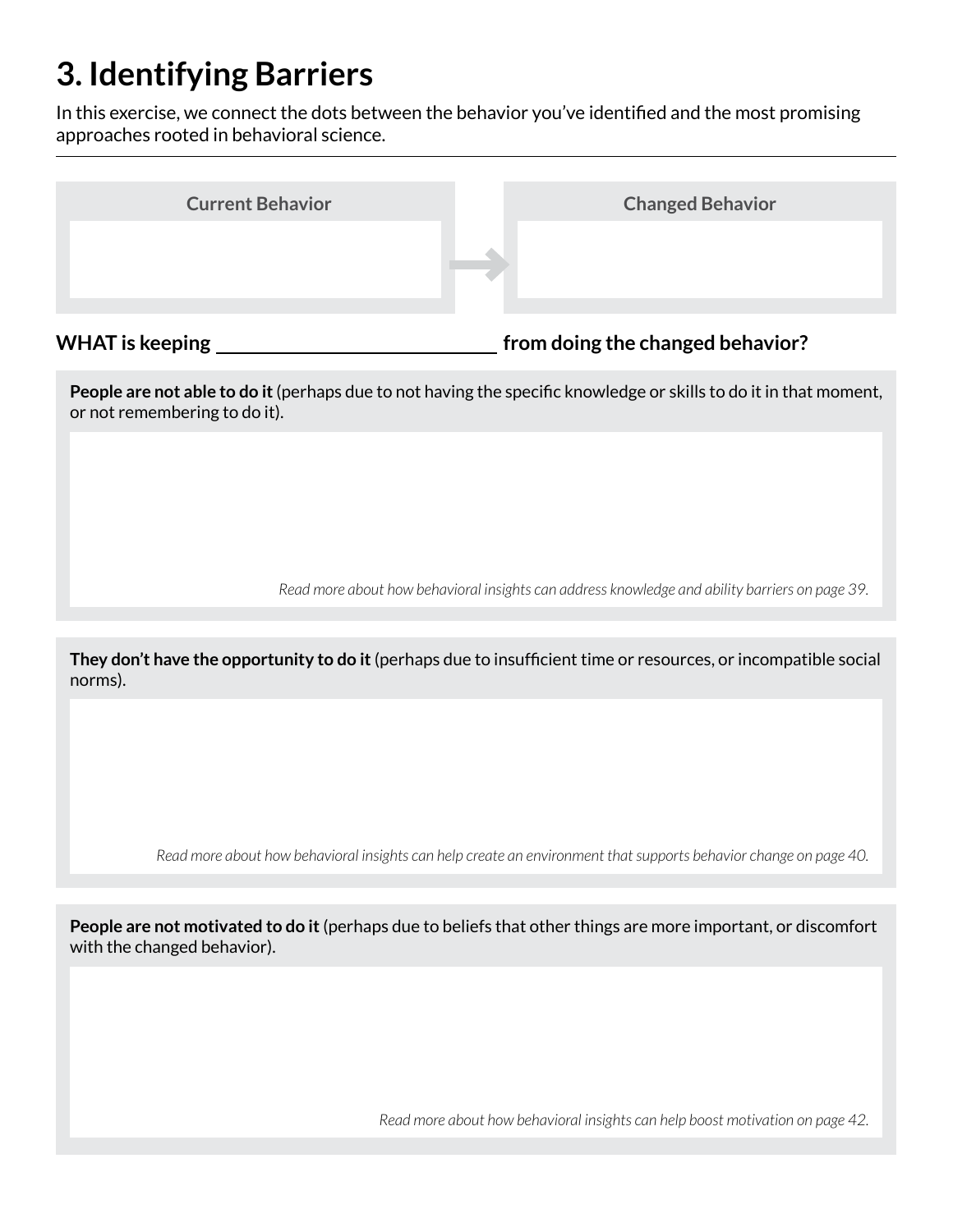# 3. Identifying Barriers

In this exercise, we connect the dots between the behavior you've identified and the most promising approaches rooted in behavioral science.

---

| Current Behavior | → | Changed Behavior |
| --- | --- | --- |
| | | |

**WHAT is keeping \_\_\_\_\_\_\_\_\_\_\_\_\_\_\_\_\_\_\_\_\_\_\_\_\_\_\_\_ from doing the changed behavior?**

**People are not able to do it** (perhaps due to not having the specific knowledge or skills to do it in that moment, or not remembering to do it).

*Read more about how behavioral insights can address knowledge and ability barriers on page 39.*

**They don't have the opportunity to do it** (perhaps due to insufficient time or resources, or incompatible social norms).

*Read more about how behavioral insights can help create an environment that supports behavior change on page 40.*

**People are not motivated to do it** (perhaps due to beliefs that other things are more important, or discomfort with the changed behavior).

*Read more about how behavioral insights can help boost motivation on page 42.*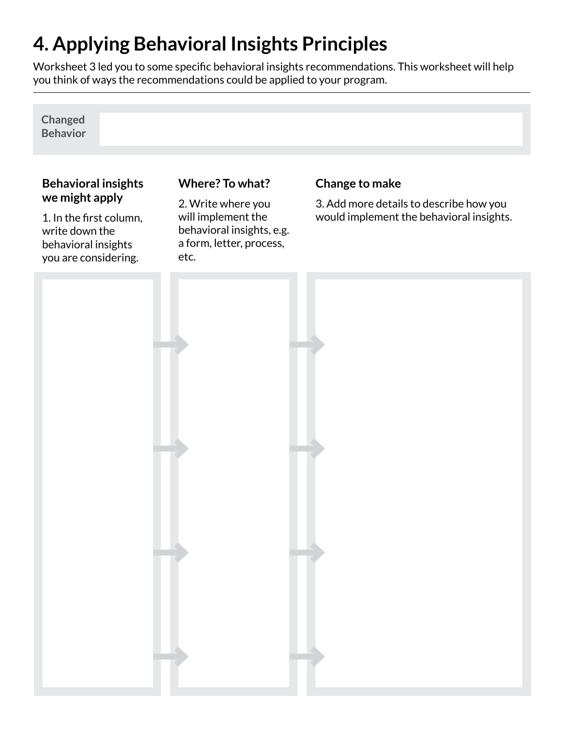# 4. Applying Behavioral Insights Principles

Worksheet 3 led you to some specific behavioral insights recommendations. This worksheet will help you think of ways the recommendations could be applied to your program.

| **Changed Behavior** | |
|---|---|

| **Behavioral insights we might apply** | **Where? To what?** | **Change to make** |
|---|---|---|
| 1. In the first column, write down the behavioral insights you are considering. | 2. Write where you will implement the behavioral insights, e.g. a form, letter, process, etc. | 3. Add more details to describe how you would implement the behavioral insights. |
| | | |
| | | |
| | | |
| | | |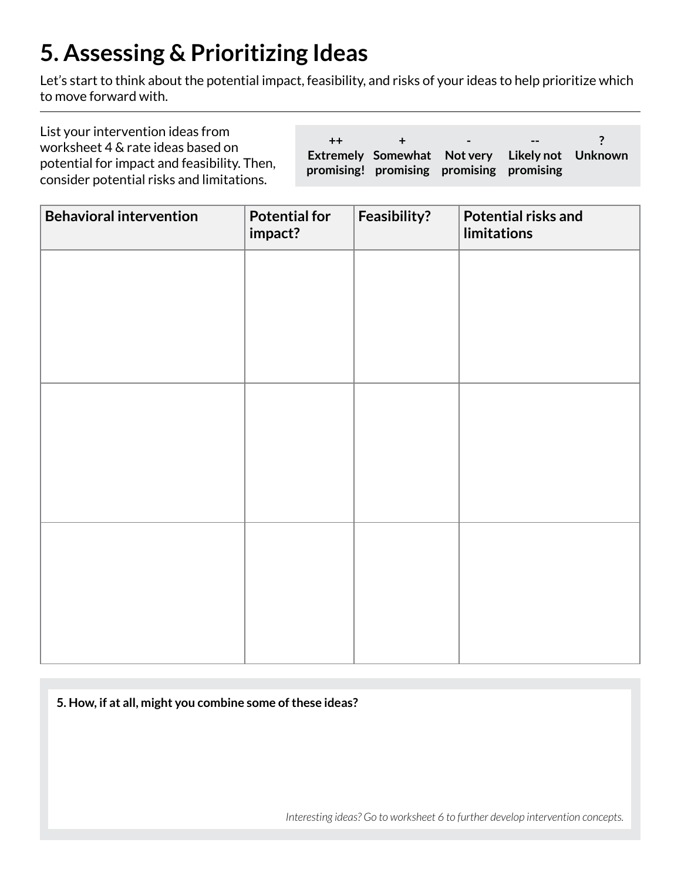# 5. Assessing & Prioritizing Ideas

Let's start to think about the potential impact, feasibility, and risks of your ideas to help prioritize which to move forward with.

List your intervention ideas from worksheet 4 & rate ideas based on potential for impact and feasibility. Then, consider potential risks and limitations.

| ++ | + | - | -- | ? |
|---|---|---|---|---|
| **Extremely promising!** | **Somewhat promising** | **Not very promising** | **Likely not promising** | **Unknown** |

| Behavioral intervention | Potential for impact? | Feasibility? | Potential risks and limitations |
|---|---|---|---|
| | | | |
| | | | |
| | | | |

**5. How, if at all, might you combine some of these ideas?**

*Interesting ideas? Go to worksheet 6 to further develop intervention concepts.*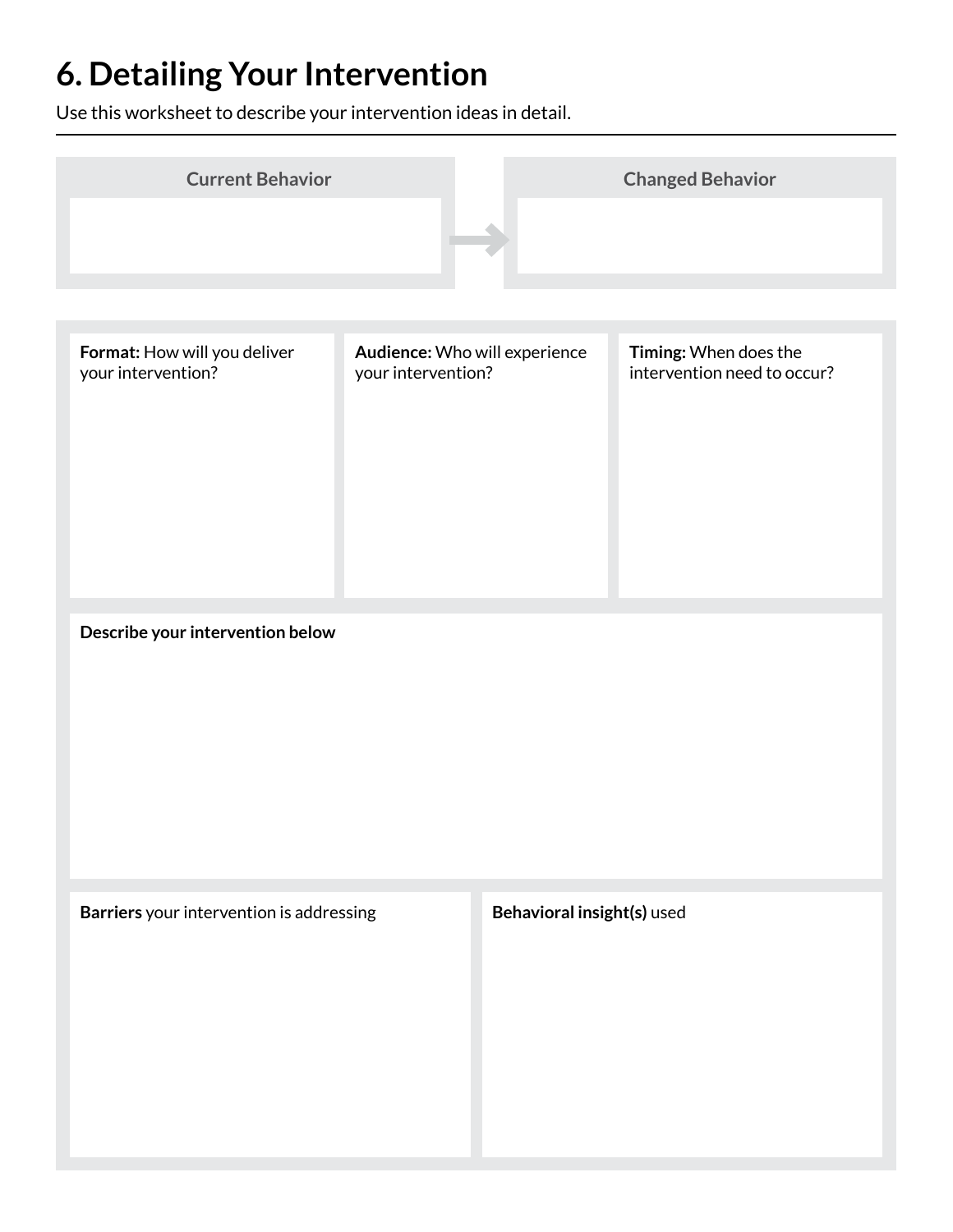# 6. Detailing Your Intervention

Use this worksheet to describe your intervention ideas in detail.

| Current Behavior | → | Changed Behavior |
|---|---|---|
| | | |

**Format:** How will you deliver your intervention?

**Audience:** Who will experience your intervention?

**Timing:** When does the intervention need to occur?

**Describe your intervention below**

**Barriers** your intervention is addressing

**Behavioral insight(s)** used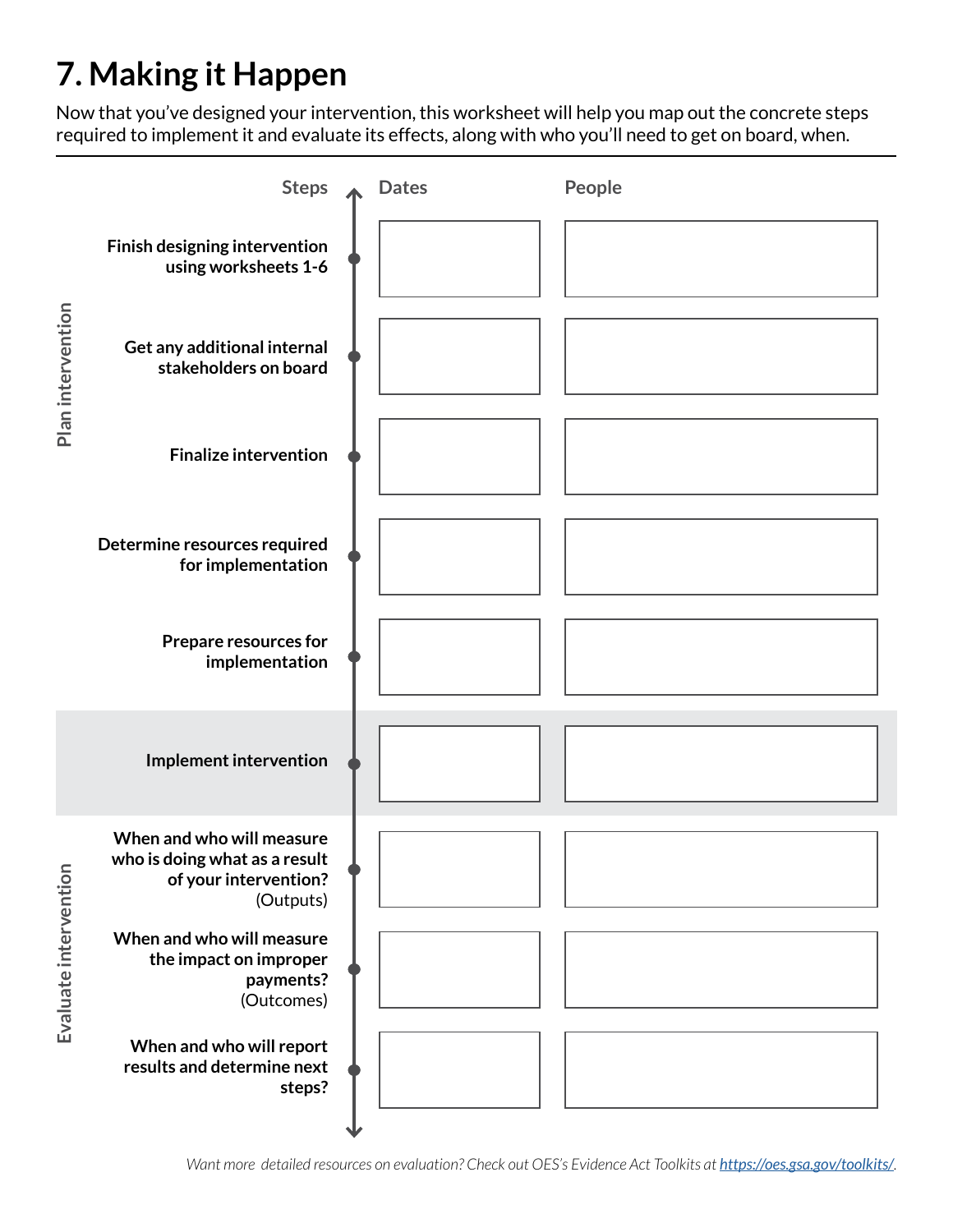# 7. Making it Happen

Now that you've designed your intervention, this worksheet will help you map out the concrete steps required to implement it and evaluate its effects, along with who you'll need to get on board, when.

| Phase | Steps | Dates | People |
| --- | --- | --- | --- |
| Plan intervention | **Finish designing intervention using worksheets 1-6** | | |
| | **Get any additional internal stakeholders on board** | | |
| | **Finalize intervention** | | |
| | **Determine resources required for implementation** | | |
| | **Prepare resources for implementation** | | |
| | **Implement intervention** | | |
| Evaluate intervention | **When and who will measure who is doing what as a result of your intervention?** (Outputs) | | |
| | **When and who will measure the impact on improper payments?** (Outcomes) | | |
| | **When and who will report results and determine next steps?** | | |

*Want more detailed resources on evaluation? Check out OES's Evidence Act Toolkits at [https://oes.gsa.gov/toolkits/](https://oes.gsa.gov/toolkits/).*